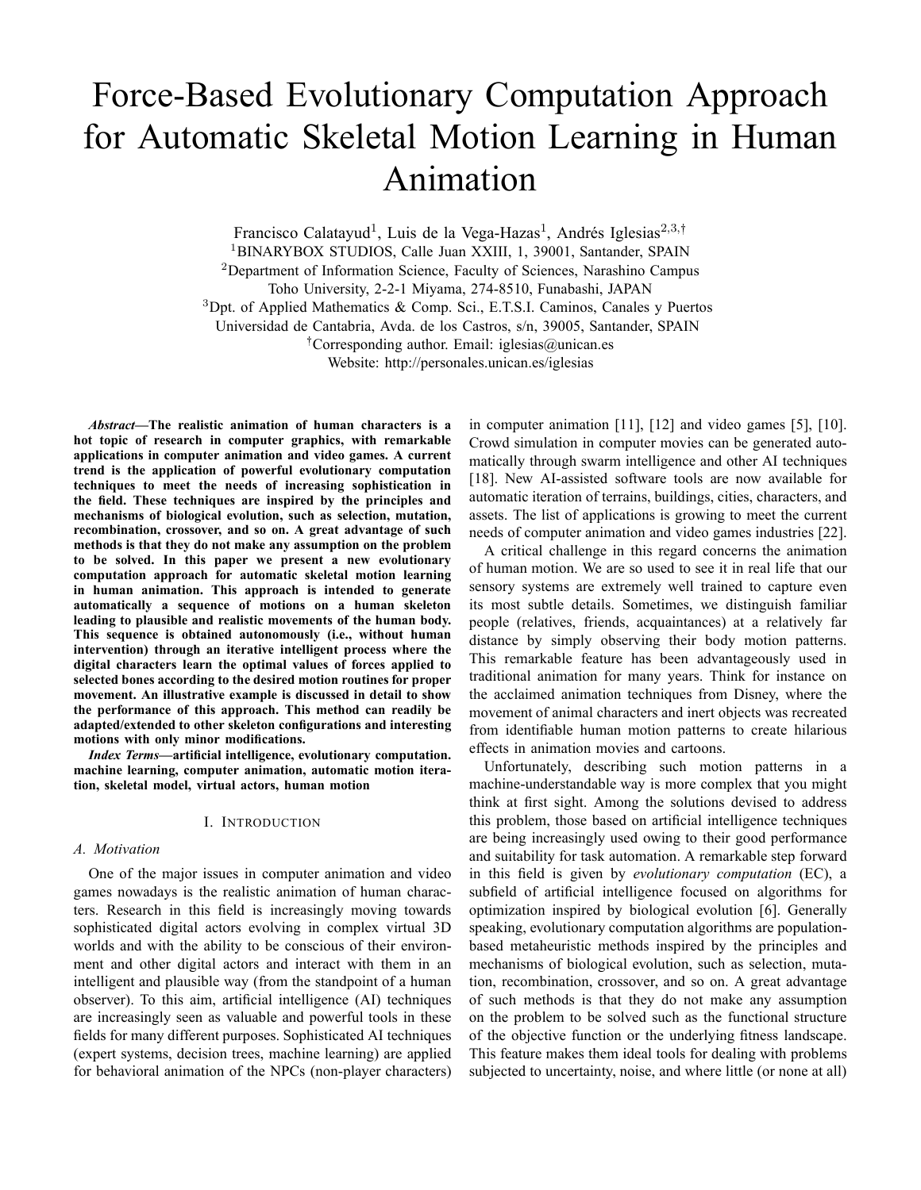# Force-Based Evolutionary Computation Approach for Automatic Skeletal Motion Learning in Human Animation

Francisco Calatayud[1], Luis de la Vega-Hazas[1], Andrés Iglesias[2,3,†]

[1]BINARYBOX STUDIOS, Calle Juan XXIII, 1, 39001, Santander, SPAIN

[2]Department of Information Science, Faculty of Sciences, Narashino Campus
Toho University, 2-2-1 Miyama, 274-8510, Funabashi, JAPAN

[3]Dpt. of Applied Mathematics & Comp. Sci., E.T.S.I. Caminos, Canales y Puertos
Universidad de Cantabria, Avda. de los Castros, s/n, 39005, Santander, SPAIN

[†]Corresponding author. Email: iglesias@unican.es

Website: http://personales.unican.es/iglesias

***Abstract*—The realistic animation of human characters is a hot topic of research in computer graphics, with remarkable applications in computer animation and video games. A current trend is the application of powerful evolutionary computation techniques to meet the needs of increasing sophistication in the field. These techniques are inspired by the principles and mechanisms of biological evolution, such as selection, mutation, recombination, crossover, and so on. A great advantage of such methods is that they do not make any assumption on the problem to be solved. In this paper we present a new evolutionary computation approach for automatic skeletal motion learning in human animation. This approach is intended to generate automatically a sequence of motions on a human skeleton leading to plausible and realistic movements of the human body. This sequence is obtained autonomously (i.e., without human intervention) through an iterative intelligent process where the digital characters learn the optimal values of forces applied to selected bones according to the desired motion routines for proper movement. An illustrative example is discussed in detail to show the performance of this approach. This method can readily be adapted/extended to other skeleton configurations and interesting motions with only minor modifications.**

***Index Terms*—artificial intelligence, evolutionary computation. machine learning, computer animation, automatic motion iteration, skeletal model, virtual actors, human motion**

## I. Introduction

### A. Motivation

One of the major issues in computer animation and video games nowadays is the realistic animation of human characters. Research in this field is increasingly moving towards sophisticated digital actors evolving in complex virtual 3D worlds and with the ability to be conscious of their environment and other digital actors and interact with them in an intelligent and plausible way (from the standpoint of a human observer). To this aim, artificial intelligence (AI) techniques are increasingly seen as valuable and powerful tools in these fields for many different purposes. Sophisticated AI techniques (expert systems, decision trees, machine learning) are applied for behavioral animation of the NPCs (non-player characters) in computer animation [11], [12] and video games [5], [10]. Crowd simulation in computer movies can be generated automatically through swarm intelligence and other AI techniques [18]. New AI-assisted software tools are now available for automatic iteration of terrains, buildings, cities, characters, and assets. The list of applications is growing to meet the current needs of computer animation and video games industries [22].

A critical challenge in this regard concerns the animation of human motion. We are so used to see it in real life that our sensory systems are extremely well trained to capture even its most subtle details. Sometimes, we distinguish familiar people (relatives, friends, acquaintances) at a relatively far distance by simply observing their body motion patterns. This remarkable feature has been advantageously used in traditional animation for many years. Think for instance on the acclaimed animation techniques from Disney, where the movement of animal characters and inert objects was recreated from identifiable human motion patterns to create hilarious effects in animation movies and cartoons.

Unfortunately, describing such motion patterns in a machine-understandable way is more complex that you might think at first sight. Among the solutions devised to address this problem, those based on artificial intelligence techniques are being increasingly used owing to their good performance and suitability for task automation. A remarkable step forward in this field is given by *evolutionary computation* (EC), a subfield of artificial intelligence focused on algorithms for optimization inspired by biological evolution [6]. Generally speaking, evolutionary computation algorithms are population-based metaheuristic methods inspired by the principles and mechanisms of biological evolution, such as selection, mutation, recombination, crossover, and so on. A great advantage of such methods is that they do not make any assumption on the problem to be solved such as the functional structure of the objective function or the underlying fitness landscape. This feature makes them ideal tools for dealing with problems subjected to uncertainty, noise, and where little (or none at all)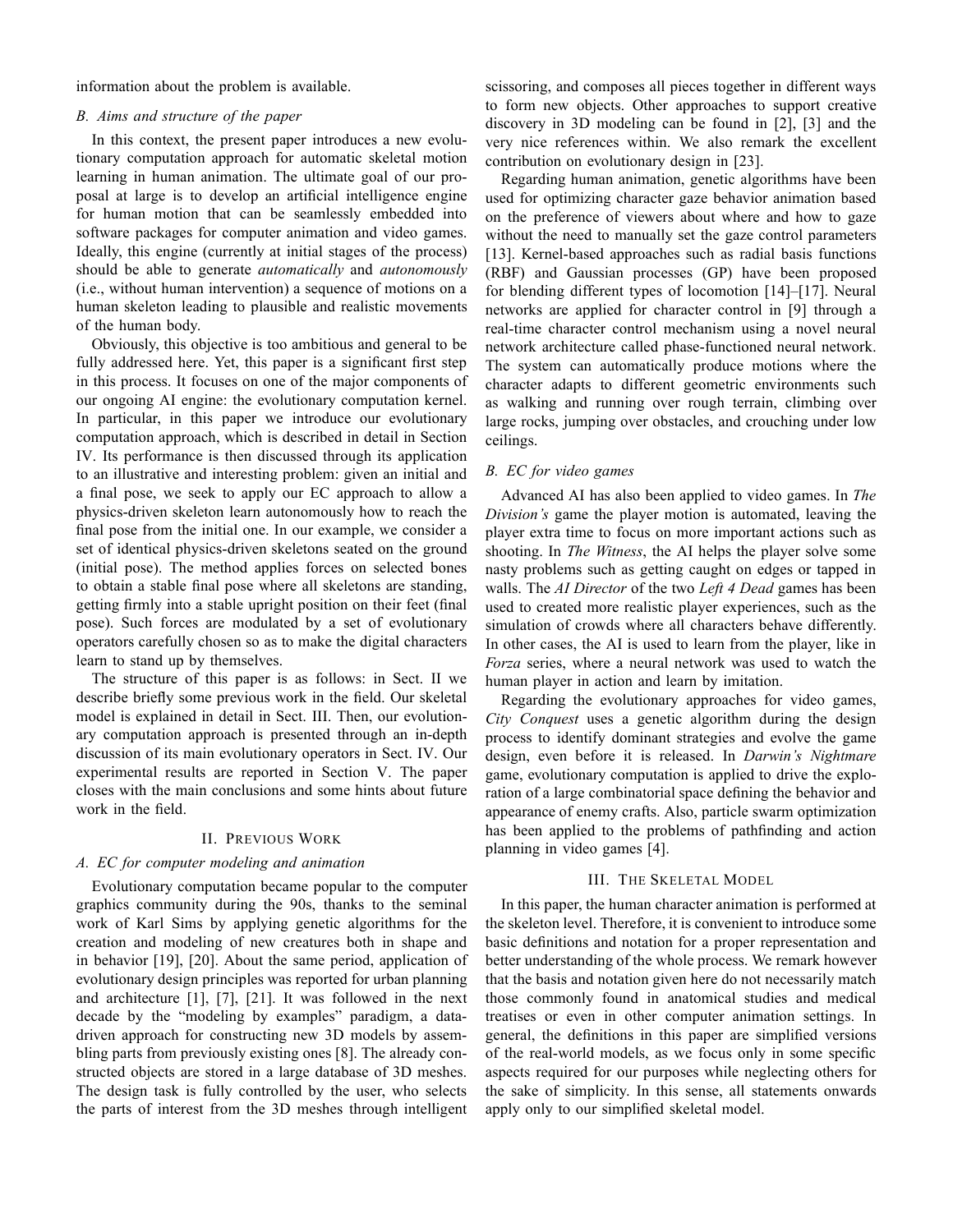information about the problem is available.

### B. Aims and structure of the paper

In this context, the present paper introduces a new evolutionary computation approach for automatic skeletal motion learning in human animation. The ultimate goal of our proposal at large is to develop an artificial intelligence engine for human motion that can be seamlessly embedded into software packages for computer animation and video games. Ideally, this engine (currently at initial stages of the process) should be able to generate *automatically* and *autonomously* (i.e., without human intervention) a sequence of motions on a human skeleton leading to plausible and realistic movements of the human body.

Obviously, this objective is too ambitious and general to be fully addressed here. Yet, this paper is a significant first step in this process. It focuses on one of the major components of our ongoing AI engine: the evolutionary computation kernel. In particular, in this paper we introduce our evolutionary computation approach, which is described in detail in Section IV. Its performance is then discussed through its application to an illustrative and interesting problem: given an initial and a final pose, we seek to apply our EC approach to allow a physics-driven skeleton learn autonomously how to reach the final pose from the initial one. In our example, we consider a set of identical physics-driven skeletons seated on the ground (initial pose). The method applies forces on selected bones to obtain a stable final pose where all skeletons are standing, getting firmly into a stable upright position on their feet (final pose). Such forces are modulated by a set of evolutionary operators carefully chosen so as to make the digital characters learn to stand up by themselves.

The structure of this paper is as follows: in Sect. II we describe briefly some previous work in the field. Our skeletal model is explained in detail in Sect. III. Then, our evolutionary computation approach is presented through an in-depth discussion of its main evolutionary operators in Sect. IV. Our experimental results are reported in Section V. The paper closes with the main conclusions and some hints about future work in the field.

## II. Previous Work

### A. EC for computer modeling and animation

Evolutionary computation became popular to the computer graphics community during the 90s, thanks to the seminal work of Karl Sims by applying genetic algorithms for the creation and modeling of new creatures both in shape and in behavior [19], [20]. About the same period, application of evolutionary design principles was reported for urban planning and architecture [1], [7], [21]. It was followed in the next decade by the "modeling by examples" paradigm, a data-driven approach for constructing new 3D models by assembling parts from previously existing ones [8]. The already constructed objects are stored in a large database of 3D meshes. The design task is fully controlled by the user, who selects the parts of interest from the 3D meshes through intelligent scissoring, and composes all pieces together in different ways to form new objects. Other approaches to support creative discovery in 3D modeling can be found in [2], [3] and the very nice references within. We also remark the excellent contribution on evolutionary design in [23].

Regarding human animation, genetic algorithms have been used for optimizing character gaze behavior animation based on the preference of viewers about where and how to gaze without the need to manually set the gaze control parameters [13]. Kernel-based approaches such as radial basis functions (RBF) and Gaussian processes (GP) have been proposed for blending different types of locomotion [14]–[17]. Neural networks are applied for character control in [9] through a real-time character control mechanism using a novel neural network architecture called phase-functioned neural network. The system can automatically produce motions where the character adapts to different geometric environments such as walking and running over rough terrain, climbing over large rocks, jumping over obstacles, and crouching under low ceilings.

### B. EC for video games

Advanced AI has also been applied to video games. In *The Division's* game the player motion is automated, leaving the player extra time to focus on more important actions such as shooting. In *The Witness*, the AI helps the player solve some nasty problems such as getting caught on edges or tapped in walls. The *AI Director* of the two *Left 4 Dead* games has been used to created more realistic player experiences, such as the simulation of crowds where all characters behave differently. In other cases, the AI is used to learn from the player, like in *Forza* series, where a neural network was used to watch the human player in action and learn by imitation.

Regarding the evolutionary approaches for video games, *City Conquest* uses a genetic algorithm during the design process to identify dominant strategies and evolve the game design, even before it is released. In *Darwin's Nightmare* game, evolutionary computation is applied to drive the exploration of a large combinatorial space defining the behavior and appearance of enemy crafts. Also, particle swarm optimization has been applied to the problems of pathfinding and action planning in video games [4].

## III. The Skeletal Model

In this paper, the human character animation is performed at the skeleton level. Therefore, it is convenient to introduce some basic definitions and notation for a proper representation and better understanding of the whole process. We remark however that the basis and notation given here do not necessarily match those commonly found in anatomical studies and medical treatises or even in other computer animation settings. In general, the definitions in this paper are simplified versions of the real-world models, as we focus only in some specific aspects required for our purposes while neglecting others for the sake of simplicity. In this sense, all statements onwards apply only to our simplified skeletal model.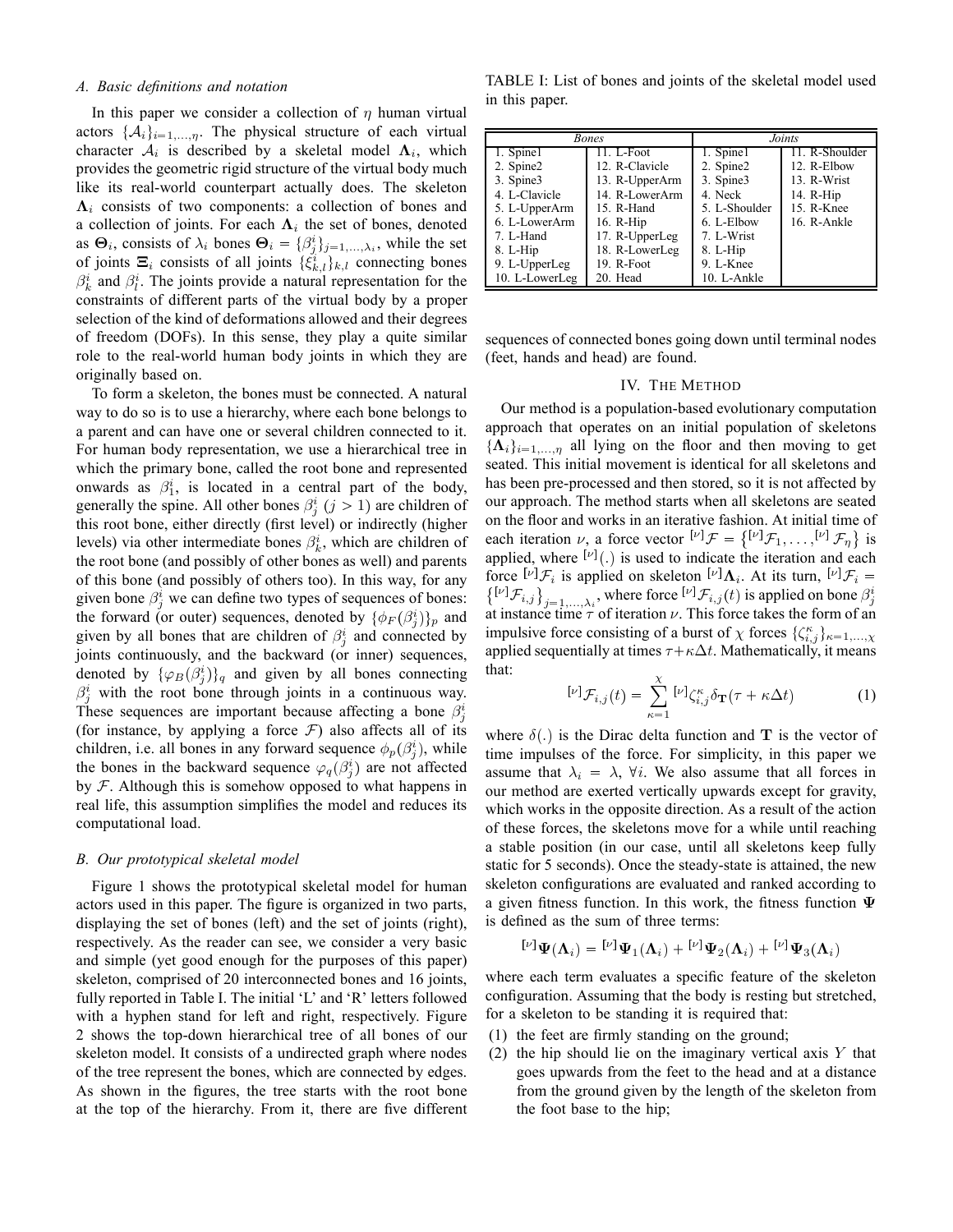### A. Basic definitions and notation

In this paper we consider a collection of $\eta$ human virtual actors $\{\mathcal{A}_i\}_{i=1,\dots,\eta}$. The physical structure of each virtual character $\mathcal{A}_i$ is described by a skeletal model $\mathbf{\Lambda}_i$, which provides the geometric rigid structure of the virtual body much like its real-world counterpart actually does. The skeleton $\mathbf{\Lambda}_i$ consists of two components: a collection of bones and a collection of joints. For each $\mathbf{\Lambda}_i$ the set of bones, denoted as $\mathbf{\Theta}_i$, consists of $\lambda_i$ bones $\mathbf{\Theta}_i = \{\beta^i_j\}_{j=1,\dots,\lambda_i}$, while the set of joints $\Xi_i$ consists of all joints $\{\xi^i_{k,l}\}_{k,l}$ connecting bones $\beta^i_k$ and $\beta^i_l$. The joints provide a natural representation for the constraints of different parts of the virtual body by a proper selection of the kind of deformations allowed and their degrees of freedom (DOFs). In this sense, they play a quite similar role to the real-world human body joints in which they are originally based on.

To form a skeleton, the bones must be connected. A natural way to do so is to use a hierarchy, where each bone belongs to a parent and can have one or several children connected to it. For human body representation, we use a hierarchical tree in which the primary bone, called the root bone and represented onwards as $\beta^i_1$, is located in a central part of the body, generally the spine. All other bones $\beta^i_j$ ($j > 1$) are children of this root bone, either directly (first level) or indirectly (higher levels) via other intermediate bones $\beta^i_k$, which are children of the root bone (and possibly of other bones as well) and parents of this bone (and possibly of others too). In this way, for any given bone $\beta^i_j$ we can define two types of sequences of bones: the forward (or outer) sequences, denoted by $\{\phi_F(\beta^i_j)\}_p$ and given by all bones that are children of $\beta^i_j$ and connected by joints continuously, and the backward (or inner) sequences, denoted by $\{\varphi_B(\beta^i_j)\}_q$ and given by all bones connecting $\beta^i_j$ with the root bone through joints in a continuous way. These sequences are important because affecting a bone $\beta^i_j$ (for instance, by applying a force $\mathcal{F}$) also affects all of its children, i.e. all bones in any forward sequence $\phi_p(\beta^i_j)$, while the bones in the backward sequence $\varphi_q(\beta^i_j)$ are not affected by $\mathcal{F}$. Although this is somehow opposed to what happens in real life, this assumption simplifies the model and reduces its computational load.

### B. Our prototypical skeletal model

Figure 1 shows the prototypical skeletal model for human actors used in this paper. The figure is organized in two parts, displaying the set of bones (left) and the set of joints (right), respectively. As the reader can see, we consider a very basic and simple (yet good enough for the purposes of this paper) skeleton, comprised of 20 interconnected bones and 16 joints, fully reported in Table I. The initial 'L' and 'R' letters followed with a hyphen stand for left and right, respectively. Figure 2 shows the top-down hierarchical tree of all bones of our skeleton model. It consists of a undirected graph where nodes of the tree represent the bones, which are connected by edges. As shown in the figures, the tree starts with the root bone at the top of the hierarchy. From it, there are five different sequences of connected bones going down until terminal nodes (feet, hands and head) are found.

TABLE I: List of bones and joints of the skeletal model used in this paper.

| Bones | | Joints | |
|---|---|---|---|
| 1. Spine1 | 11. L-Foot | 1. Spine1 | 11. R-Shoulder |
| 2. Spine2 | 12. R-Clavicle | 2. Spine2 | 12. R-Elbow |
| 3. Spine3 | 13. R-UpperArm | 3. Spine3 | 13. R-Wrist |
| 4. L-Clavicle | 14. R-LowerArm | 4. Neck | 14. R-Hip |
| 5. L-UpperArm | 15. R-Hand | 5. L-Shoulder | 15. R-Knee |
| 6. L-LowerArm | 16. R-Hip | 6. L-Elbow | 16. R-Ankle |
| 7. L-Hand | 17. R-UpperLeg | 7. L-Wrist | |
| 8. L-Hip | 18. R-LowerLeg | 8. L-Hip | |
| 9. L-UpperLeg | 19. R-Foot | 9. L-Knee | |
| 10. L-LowerLeg | 20. Head | 10. L-Ankle | |

## IV. The Method

Our method is a population-based evolutionary computation approach that operates on an initial population of skeletons $\{\mathbf{\Lambda}_i\}_{i=1,\dots,\eta}$ all lying on the floor and then moving to get seated. This initial movement is identical for all skeletons and has been pre-processed and then stored, so it is not affected by our approach. The method starts when all skeletons are seated on the floor and works in an iterative fashion. At initial time of each iteration $\nu$, a force vector ${}^{[\nu]}\mathcal{F} = \left\{{}^{[\nu]}\mathcal{F}_1, \dots, {}^{[\nu]}\mathcal{F}_\eta\right\}$ is applied, where ${}^{[\nu]}(.)$ is used to indicate the iteration and each force ${}^{[\nu]}\mathcal{F}_i$ is applied on skeleton ${}^{[\nu]}\mathbf{\Lambda}_i$. At its turn, ${}^{[\nu]}\mathcal{F}_i = \left\{{}^{[\nu]}\mathcal{F}_{i,j}\right\}_{j=1,\dots,\lambda_i}$, where force ${}^{[\nu]}\mathcal{F}_{i,j}(t)$ is applied on bone $\beta^i_j$ at instance time $\tau$ of iteration $\nu$. This force takes the form of an impulsive force consisting of a burst of $\chi$ forces $\{\zeta^\kappa_{i,j}\}_{\kappa=1,\dots,\chi}$ applied sequentially at times $\tau+\kappa\Delta t$. Mathematically, it means that:

$$
{}^{[\nu]}\mathcal{F}_{i,j}(t) = \sum_{\kappa=1}^{\chi} {}^{[\nu]}\zeta^\kappa_{i,j}\delta_{\mathbf{T}}(\tau + \kappa\Delta t) \tag{1}
$$

where $\delta(.)$ is the Dirac delta function and $\mathbf{T}$ is the vector of time impulses of the force. For simplicity, in this paper we assume that $\lambda_i = \lambda$, $\forall i$. We also assume that all forces in our method are exerted vertically upwards except for gravity, which works in the opposite direction. As a result of the action of these forces, the skeletons move for a while until reaching a stable position (in our case, until all skeletons keep fully static for 5 seconds). Once the steady-state is attained, the new skeleton configurations are evaluated and ranked according to a given fitness function. In this work, the fitness function $\mathbf{\Psi}$ is defined as the sum of three terms:

$$
{}^{[\nu]}\mathbf{\Psi}(\mathbf{\Lambda}_i) = {}^{[\nu]}\mathbf{\Psi}_1(\mathbf{\Lambda}_i) + {}^{[\nu]}\mathbf{\Psi}_2(\mathbf{\Lambda}_i) + {}^{[\nu]}\mathbf{\Psi}_3(\mathbf{\Lambda}_i)
$$

where each term evaluates a specific feature of the skeleton configuration. Assuming that the body is resting but stretched, for a skeleton to be standing it is required that:

(1) the feet are firmly standing on the ground;
(2) the hip should lie on the imaginary vertical axis $Y$ that goes upwards from the feet to the head and at a distance from the ground given by the length of the skeleton from the foot base to the hip;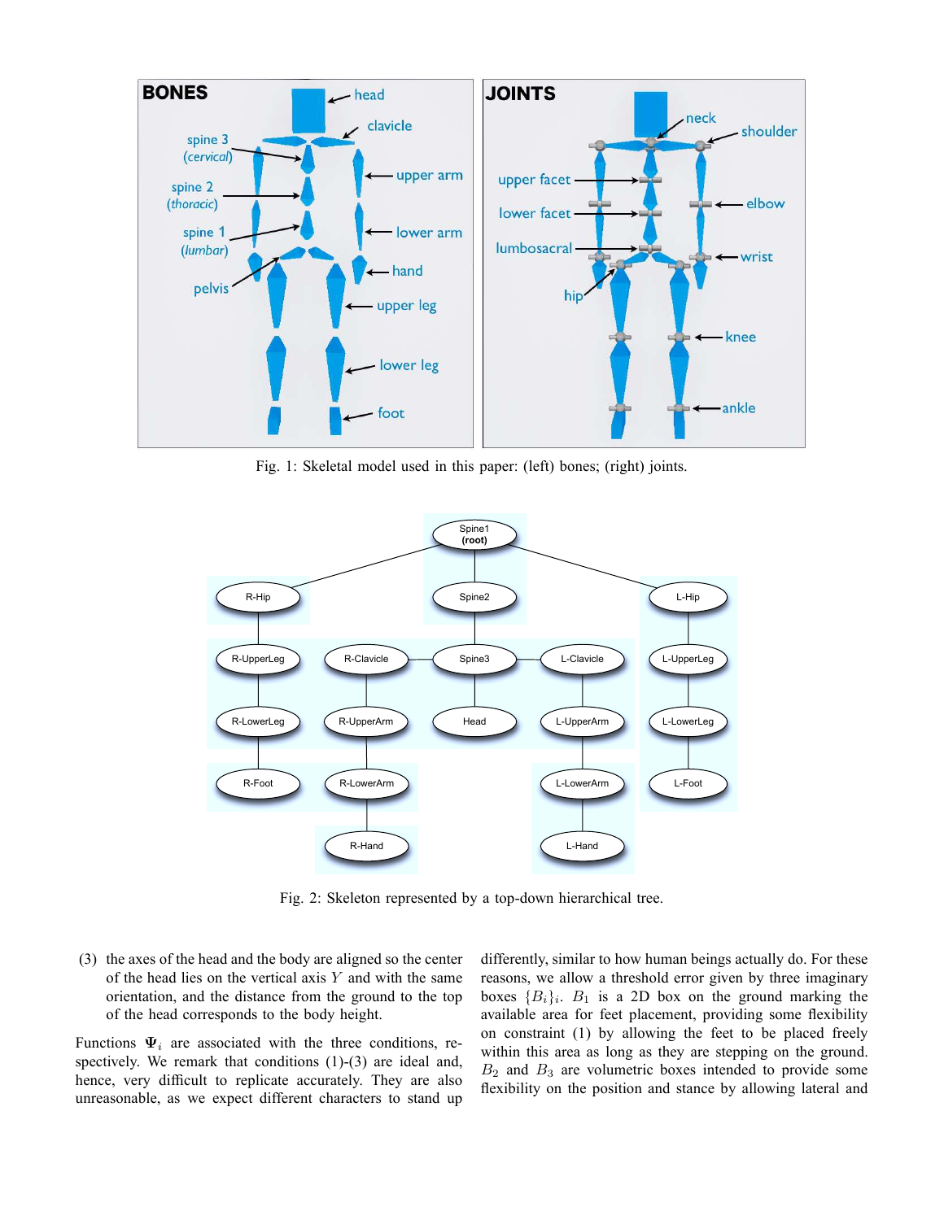Fig. 1: Skeletal model used in this paper: (left) bones; (right) joints.

Fig. 2: Skeleton represented by a top-down hierarchical tree.

(3) the axes of the head and the body are aligned so the center of the head lies on the vertical axis $Y$ and with the same orientation, and the distance from the ground to the top of the head corresponds to the body height.

Functions $\mathbf{\Psi}_i$ are associated with the three conditions, respectively. We remark that conditions (1)-(3) are ideal and, hence, very difficult to replicate accurately. They are also unreasonable, as we expect different characters to stand up differently, similar to how human beings actually do. For these reasons, we allow a threshold error given by three imaginary boxes $\{B_i\}_i$. $B_1$ is a 2D box on the ground marking the available area for feet placement, providing some flexibility on constraint (1) by allowing the feet to be placed freely within this area as long as they are stepping on the ground. $B_2$ and $B_3$ are volumetric boxes intended to provide some flexibility on the position and stance by allowing lateral and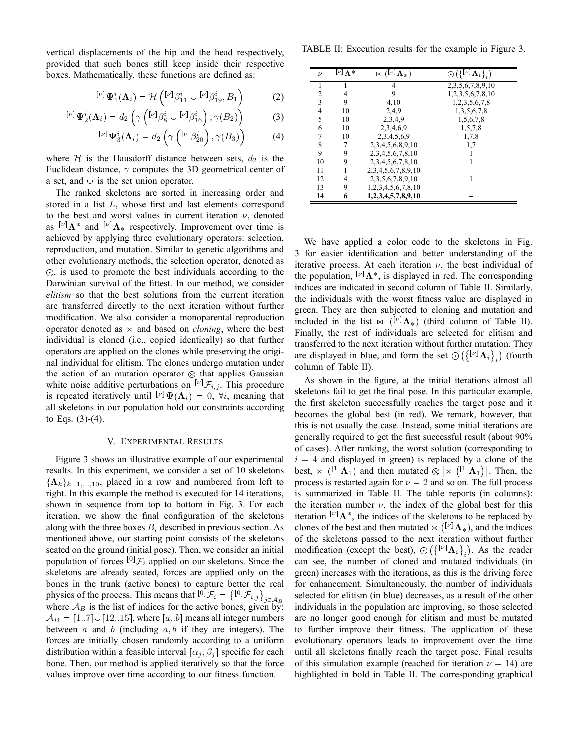vertical displacements of the hip and the head respectively, provided that such bones still keep inside their respective boxes. Mathematically, these functions are defined as:

$$^{[\nu]}\mathbf{\Psi}_1^i(\mathbf{\Lambda}_i) = \mathcal{H}\left({}^{[\nu]}\beta_{11}^i \cup {}^{[\nu]}\beta_{19}^i, B_1\right) \tag{2}$$

$$^{[\nu]}\mathbf{\Psi}_2^i(\mathbf{\Lambda}_i) = d_2\left(\gamma\left({}^{[\nu]}\beta_8^i \cup {}^{[\nu]}\beta_{16}^i\right), \gamma(B_2)\right) \tag{3}$$

$$^{[\nu]}\mathbf{\Psi}_3^i(\mathbf{\Lambda}_i) = d_2\left(\gamma\left({}^{[\nu]}\beta_{20}^i\right), \gamma(B_3)\right) \tag{4}$$

where $\mathcal{H}$ is the Hausdorff distance between sets, $d_2$ is the Euclidean distance, $\gamma$ computes the 3D geometrical center of a set, and $\cup$ is the set union operator.

The ranked skeletons are sorted in increasing order and stored in a list $L$, whose first and last elements correspond to the best and worst values in current iteration $\nu$, denoted as ${}^{[\nu]}\mathbf{\Lambda}^*$ and ${}^{[\nu]}\mathbf{\Lambda}_*$ respectively. Improvement over time is achieved by applying three evolutionary operators: selection, reproduction, and mutation. Similar to genetic algorithms and other evolutionary methods, the selection operator, denoted as $\odot$, is used to promote the best individuals according to the Darwinian survival of the fittest. In our method, we consider *elitism* so that the best solutions from the current iteration are transferred directly to the next iteration without further modification. We also consider a monoparental reproduction operator denoted as $\bowtie$ and based on *cloning*, where the best individual is cloned (i.e., copied identically) so that further operators are applied on the clones while preserving the original individual for elitism. The clones undergo mutation under the action of an mutation operator $\otimes$ that applies Gaussian white noise additive perturbations on ${}^{[\nu]}\mathcal{F}_{i,j}$. This procedure is repeated iteratively until ${}^{[\nu]}\mathbf{\Psi}(\mathbf{\Lambda}_i) = 0,\ \forall i$, meaning that all skeletons in our population hold our constraints according to Eqs. (3)-(4).

## V. Experimental Results

Figure 3 shows an illustrative example of our experimental results. In this experiment, we consider a set of 10 skeletons $\{\mathbf{\Lambda}_k\}_{k=1,\dots,10}$, placed in a row and numbered from left to right. In this example the method is executed for 14 iterations, shown in sequence from top to bottom in Fig. 3. For each iteration, we show the final configuration of the skeletons along with the three boxes $B_i$ described in previous section. As mentioned above, our starting point consists of the skeletons seated on the ground (initial pose). Then, we consider an initial population of forces ${}^{[0]}\mathcal{F}_i$ applied on our skeletons. Since the skeletons are already seated, forces are applied only on the bones in the trunk (active bones) to capture better the real physics of the process. This means that ${}^{[0]}\mathcal{F}_i = \left\{{}^{[0]}\mathcal{F}_{i,j}\right\}_{j \in \mathcal{A}_B}$ where $\mathcal{A}_B$ is the list of indices for the active bones, given by: $\mathcal{A}_B = [1..7] \cup [12..15]$, where $[a..b]$ means all integer numbers between $a$ and $b$ (including $a, b$ if they are integers). The forces are initially chosen randomly according to a uniform distribution within a feasible interval $[\alpha_j, \beta_j]$ specific for each bone. Then, our method is applied iteratively so that the force values improve over time according to our fitness function.

TABLE II: Execution results for the example in Figure 3.

| $\nu$ | ${}^{[\nu]}\mathbf{\Lambda}^*$ | $\bowtie\left({}^{[\nu]}\mathbf{\Lambda}_*\right)$ | $\odot\left(\left\{{}^{[\nu]}\mathbf{\Lambda}_i\right\}_i\right)$ |
|---|---|---|---|
| 1 | 1 | 4 | 2,3,5,6,7,8,9,10 |
| 2 | 4 | 9 | 1,2,3,5,6,7,8,10 |
| 3 | 9 | 4,10 | 1,2,3,5,6,7,8 |
| 4 | 10 | 2,4,9 | 1,3,5,6,7,8 |
| 5 | 10 | 2,3,4,9 | 1,5,6,7,8 |
| 6 | 10 | 2,3,4,6,9 | 1,5,7,8 |
| 7 | 10 | 2,3,4,5,6,9 | 1,7,8 |
| 8 | 7 | 2,3,4,5,6,8,9,10 | 1,7 |
| 9 | 9 | 2,3,4,5,6,7,8,10 | 1 |
| 10 | 9 | 2,3,4,5,6,7,8,10 | 1 |
| 11 | 1 | 2,3,4,5,6,7,8,9,10 | – |
| 12 | 4 | 2,3,5,6,7,8,9,10 | 1 |
| 13 | 9 | 1,2,3,4,5,6,7,8,10 | – |
| **14** | **6** | **1,2,3,4,5,7,8,9,10** | **–** |

We have applied a color code to the skeletons in Fig. 3 for easier identification and better understanding of the iterative process. At each iteration $\nu$, the best individual of the population, ${}^{[\nu]}\mathbf{\Lambda}^*$, is displayed in red. The corresponding indices are indicated in second column of Table II. Similarly, the individuals with the worst fitness value are displayed in green. They are then subjected to cloning and mutation and included in the list $\bowtie\left({}^{[\nu]}\mathbf{\Lambda}_*\right)$ (third column of Table II). Finally, the rest of individuals are selected for elitism and transferred to the next iteration without further mutation. They are displayed in blue, and form the set $\odot\left(\left\{{}^{[\nu]}\mathbf{\Lambda}_i\right\}_i\right)$ (fourth column of Table II).

As shown in the figure, at the initial iterations almost all skeletons fail to get the final pose. In this particular example, the first skeleton successfully reaches the target pose and it becomes the global best (in red). We remark, however, that this is not usually the case. Instead, some initial iterations are generally required to get the first successful result (about 90% of cases). After ranking, the worst solution (corresponding to $i = 4$ and displayed in green) is replaced by a clone of the best, $\bowtie\left({}^{[1]}\mathbf{\Lambda}_1\right)$ and then mutated $\otimes\left[\bowtie\left({}^{[1]}\mathbf{\Lambda}_1\right)\right]$. Then, the process is restarted again for $\nu = 2$ and so on. The full process is summarized in Table II. The table reports (in columns): the iteration number $\nu$, the index of the global best for this iteration ${}^{[\nu]}\mathbf{\Lambda}^*$, the indices of the skeletons to be replaced by clones of the best and then mutated $\bowtie\left({}^{[\nu]}\mathbf{\Lambda}_*\right)$, and the indices of the skeletons passed to the next iteration without further modification (except the best), $\odot\left(\left\{{}^{[\nu]}\mathbf{\Lambda}_i\right\}_i\right)$. As the reader can see, the number of cloned and mutated individuals (in green) increases with the iterations, as this is the driving force for enhancement. Simultaneously, the number of individuals selected for elitism (in blue) decreases, as a result of the other individuals in the population are improving, so those selected are no longer good enough for elitism and must be mutated to further improve their fitness. The application of these evolutionary operators leads to improvement over the time until all skeletons finally reach the target pose. Final results of this simulation example (reached for iteration $\nu = 14$) are highlighted in bold in Table II. The corresponding graphical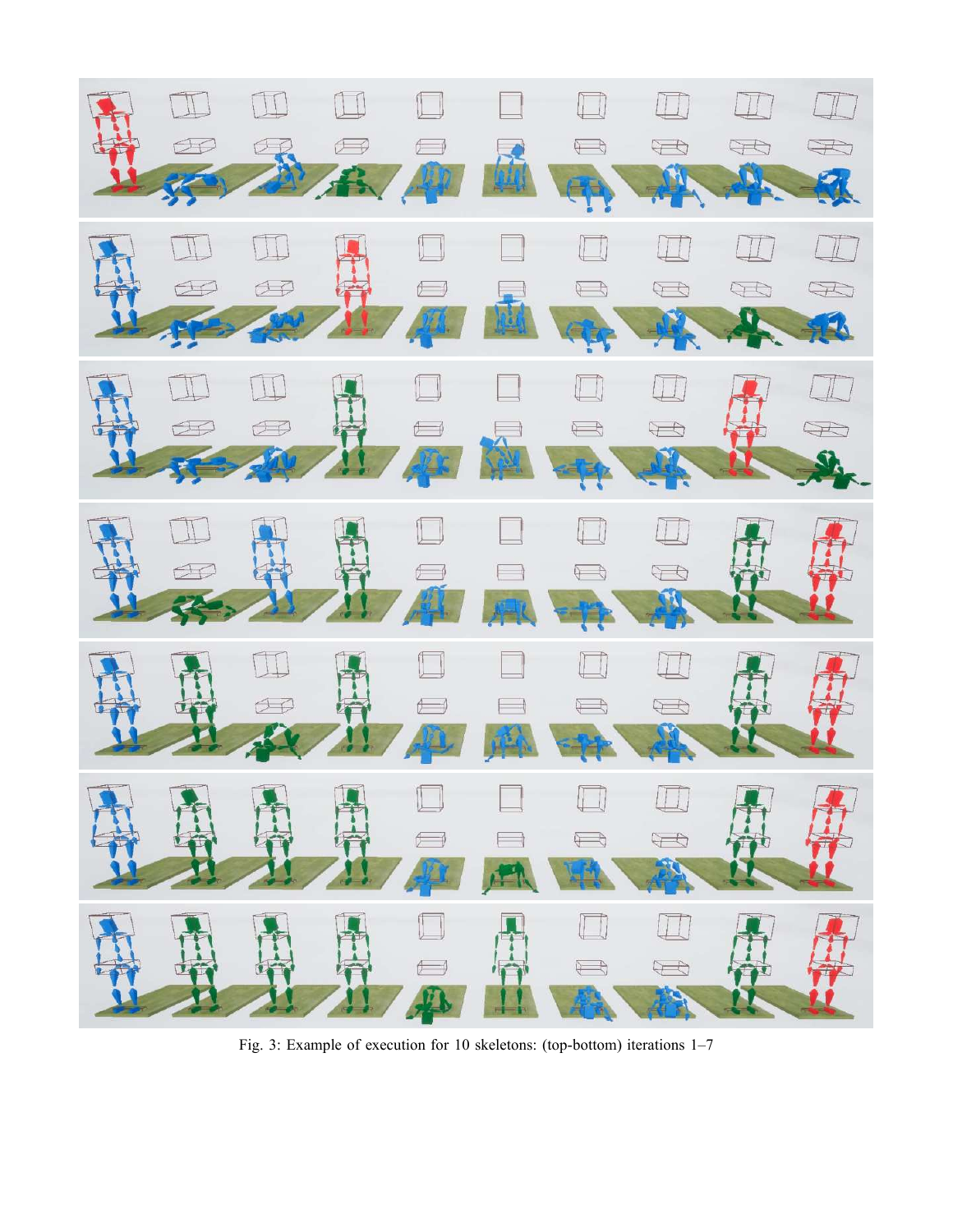Fig. 3: Example of execution for 10 skeletons: (top-bottom) iterations 1–7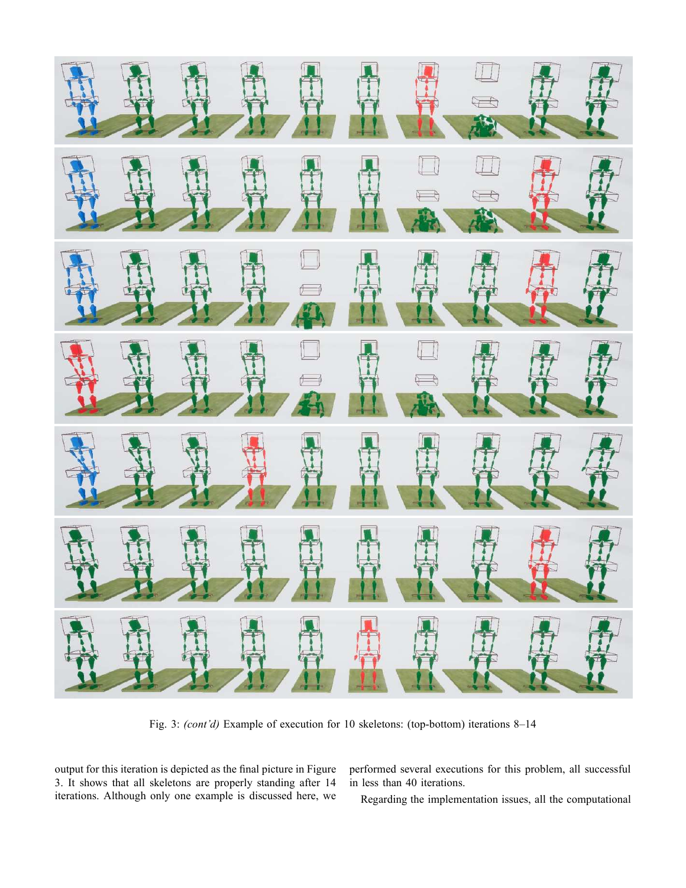Fig. 3: *(cont'd)* Example of execution for 10 skeletons: (top-bottom) iterations 8–14

output for this iteration is depicted as the final picture in Figure 3. It shows that all skeletons are properly standing after 14 iterations. Although only one example is discussed here, we performed several executions for this problem, all successful in less than 40 iterations.

Regarding the implementation issues, all the computational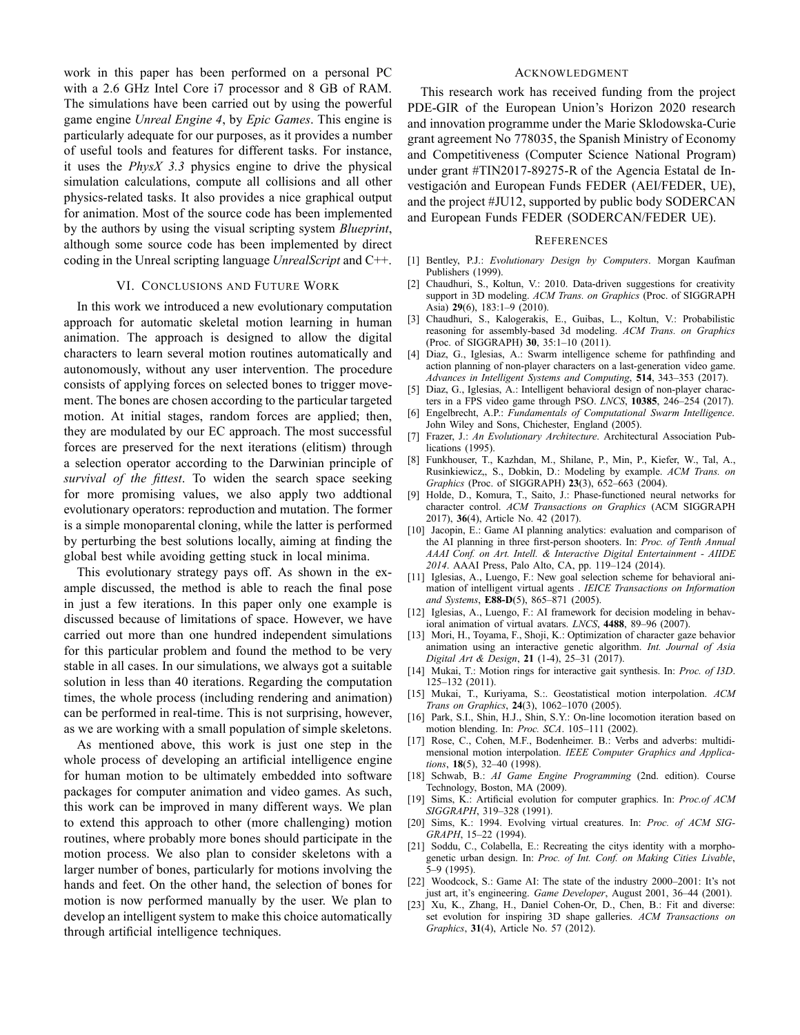work in this paper has been performed on a personal PC with a 2.6 GHz Intel Core i7 processor and 8 GB of RAM. The simulations have been carried out by using the powerful game engine *Unreal Engine 4*, by *Epic Games*. This engine is particularly adequate for our purposes, as it provides a number of useful tools and features for different tasks. For instance, it uses the *PhysX 3.3* physics engine to drive the physical simulation calculations, compute all collisions and all other physics-related tasks. It also provides a nice graphical output for animation. Most of the source code has been implemented by the authors by using the visual scripting system *Blueprint*, although some source code has been implemented by direct coding in the Unreal scripting language *UnrealScript* and C++.

## VI. Conclusions and Future Work

In this work we introduced a new evolutionary computation approach for automatic skeletal motion learning in human animation. The approach is designed to allow the digital characters to learn several motion routines automatically and autonomously, without any user intervention. The procedure consists of applying forces on selected bones to trigger movement. The bones are chosen according to the particular targeted motion. At initial stages, random forces are applied; then, they are modulated by our EC approach. The most successful forces are preserved for the next iterations (elitism) through a selection operator according to the Darwinian principle of *survival of the fittest*. To widen the search space seeking for more promising values, we also apply two addtional evolutionary operators: reproduction and mutation. The former is a simple monoparental cloning, while the latter is performed by perturbing the best solutions locally, aiming at finding the global best while avoiding getting stuck in local minima.

This evolutionary strategy pays off. As shown in the example discussed, the method is able to reach the final pose in just a few iterations. In this paper only one example is discussed because of limitations of space. However, we have carried out more than one hundred independent simulations for this particular problem and found the method to be very stable in all cases. In our simulations, we always got a suitable solution in less than 40 iterations. Regarding the computation times, the whole process (including rendering and animation) can be performed in real-time. This is not surprising, however, as we are working with a small population of simple skeletons.

As mentioned above, this work is just one step in the whole process of developing an artificial intelligence engine for human motion to be ultimately embedded into software packages for computer animation and video games. As such, this work can be improved in many different ways. We plan to extend this approach to other (more challenging) motion routines, where probably more bones should participate in the motion process. We also plan to consider skeletons with a larger number of bones, particularly for motions involving the hands and feet. On the other hand, the selection of bones for motion is now performed manually by the user. We plan to develop an intelligent system to make this choice automatically through artificial intelligence techniques.

## Acknowledgment

This research work has received funding from the project PDE-GIR of the European Union's Horizon 2020 research and innovation programme under the Marie Sklodowska-Curie grant agreement No 778035, the Spanish Ministry of Economy and Competitiveness (Computer Science National Program) under grant #TIN2017-89275-R of the Agencia Estatal de Investigación and European Funds FEDER (AEI/FEDER, UE), and the project #JU12, supported by public body SODERCAN and European Funds FEDER (SODERCAN/FEDER UE).

## References

[1] Bentley, P.J.: *Evolutionary Design by Computers*. Morgan Kaufman Publishers (1999).

[2] Chaudhuri, S., Koltun, V.: 2010. Data-driven suggestions for creativity support in 3D modeling. *ACM Trans. on Graphics* (Proc. of SIGGRAPH Asia) **29**(6), 183:1–9 (2010).

[3] Chaudhuri, S., Kalogerakis, E., Guibas, L., Koltun, V.: Probabilistic reasoning for assembly-based 3d modeling. *ACM Trans. on Graphics* (Proc. of SIGGRAPH) **30**, 35:1–10 (2011).

[4] Diaz, G., Iglesias, A.: Swarm intelligence scheme for pathfinding and action planning of non-player characters on a last-generation video game. *Advances in Intelligent Systems and Computing*, **514**, 343–353 (2017).

[5] Diaz, G., Iglesias, A.: Intelligent behavioral design of non-player characters in a FPS video game through PSO. *LNCS*, **10385**, 246–254 (2017).

[6] Engelbrecht, A.P.: *Fundamentals of Computational Swarm Intelligence*. John Wiley and Sons, Chichester, England (2005).

[7] Frazer, J.: *An Evolutionary Architecture*. Architectural Association Publications (1995).

[8] Funkhouser, T., Kazhdan, M., Shilane, P., Min, P., Kiefer, W., Tal, A., Rusinkiewicz,, S., Dobkin, D.: Modeling by example. *ACM Trans. on Graphics* (Proc. of SIGGRAPH) **23**(3), 652–663 (2004).

[9] Holde, D., Komura, T., Saito, J.: Phase-functioned neural networks for character control. *ACM Transactions on Graphics* (ACM SIGGRAPH 2017), **36**(4), Article No. 42 (2017).

[10] Jacopin, E.: Game AI planning analytics: evaluation and comparison of the AI planning in three first-person shooters. In: *Proc. of Tenth Annual AAAI Conf. on Art. Intell. & Interactive Digital Entertainment - AIIDE 2014*. AAAI Press, Palo Alto, CA, pp. 119–124 (2014).

[11] Iglesias, A., Luengo, F.: New goal selection scheme for behavioral animation of intelligent virtual agents . *IEICE Transactions on Information and Systems*, **E88-D**(5), 865–871 (2005).

[12] Iglesias, A., Luengo, F.: AI framework for decision modeling in behavioral animation of virtual avatars. *LNCS*, **4488**, 89–96 (2007).

[13] Mori, H., Toyama, F., Shoji, K.: Optimization of character gaze behavior animation using an interactive genetic algorithm. *Int. Journal of Asia Digital Art & Design*, **21** (1-4), 25–31 (2017).

[14] Mukai, T.: Motion rings for interactive gait synthesis. In: *Proc. of I3D*. 125–132 (2011).

[15] Mukai, T., Kuriyama, S.:. Geostatistical motion interpolation. *ACM Trans on Graphics*, **24**(3), 1062–1070 (2005).

[16] Park, S.I., Shin, H.J., Shin, S.Y.: On-line locomotion iteration based on motion blending. In: *Proc. SCA*. 105–111 (2002).

[17] Rose, C., Cohen, M.F., Bodenheimer. B.: Verbs and adverbs: multidimensional motion interpolation. *IEEE Computer Graphics and Applications*, **18**(5), 32–40 (1998).

[18] Schwab, B.: *AI Game Engine Programming* (2nd. edition). Course Technology, Boston, MA (2009).

[19] Sims, K.: Artificial evolution for computer graphics. In: *Proc.of ACM SIGGRAPH*, 319–328 (1991).

[20] Sims, K.: 1994. Evolving virtual creatures. In: *Proc. of ACM SIGGRAPH*, 15–22 (1994).

[21] Soddu, C., Colabella, E.: Recreating the citys identity with a morphogenetic urban design. In: *Proc. of Int. Conf. on Making Cities Livable*, 5–9 (1995).

[22] Woodcock, S.: Game AI: The state of the industry 2000–2001: It's not just art, it's engineering. *Game Developer*, August 2001, 36–44 (2001).

[23] Xu, K., Zhang, H., Daniel Cohen-Or, D., Chen, B.: Fit and diverse: set evolution for inspiring 3D shape galleries. *ACM Transactions on Graphics*, **31**(4), Article No. 57 (2012).